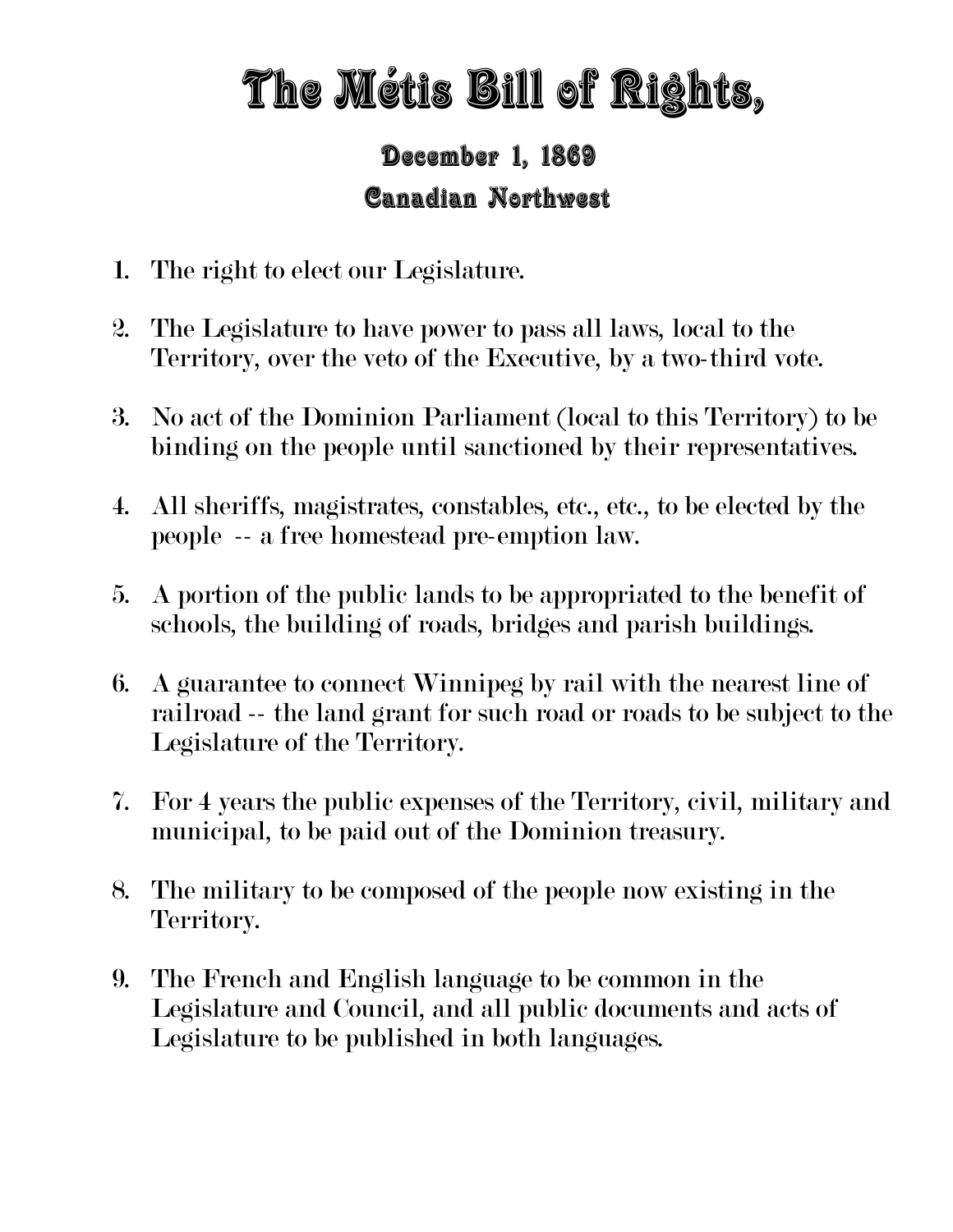# The Métis Bill of Rights,

### December 1, 1869

### Canadian Northwest

1. The right to elect our Legislature.

2. The Legislature to have power to pass all laws, local to the Territory, over the veto of the Executive, by a two-third vote.

3. No act of the Dominion Parliament (local to this Territory) to be binding on the people until sanctioned by their representatives.

4. All sheriffs, magistrates, constables, etc., etc., to be elected by the people -- a free homestead pre-emption law.

5. A portion of the public lands to be appropriated to the benefit of schools, the building of roads, bridges and parish buildings.

6. A guarantee to connect Winnipeg by rail with the nearest line of railroad -- the land grant for such road or roads to be subject to the Legislature of the Territory.

7. For 4 years the public expenses of the Territory, civil, military and municipal, to be paid out of the Dominion treasury.

8. The military to be composed of the people now existing in the Territory.

9. The French and English language to be common in the Legislature and Council, and all public documents and acts of Legislature to be published in both languages.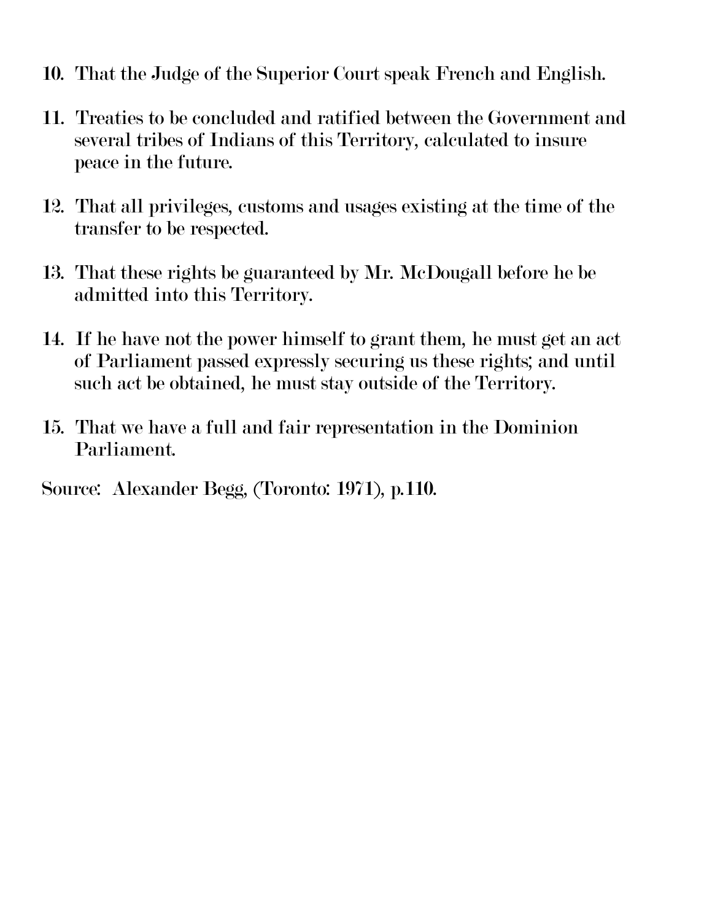10. That the Judge of the Superior Court speak French and English.

11. Treaties to be concluded and ratified between the Government and several tribes of Indians of this Territory, calculated to insure peace in the future.

12. That all privileges, customs and usages existing at the time of the transfer to be respected.

13. That these rights be guaranteed by Mr. McDougall before he be admitted into this Territory.

14. If he have not the power himself to grant them, he must get an act of Parliament passed expressly securing us these rights; and until such act be obtained, he must stay outside of the Territory.

15. That we have a full and fair representation in the Dominion Parliament.

Source: Alexander Begg, (Toronto: 1971), p.110.